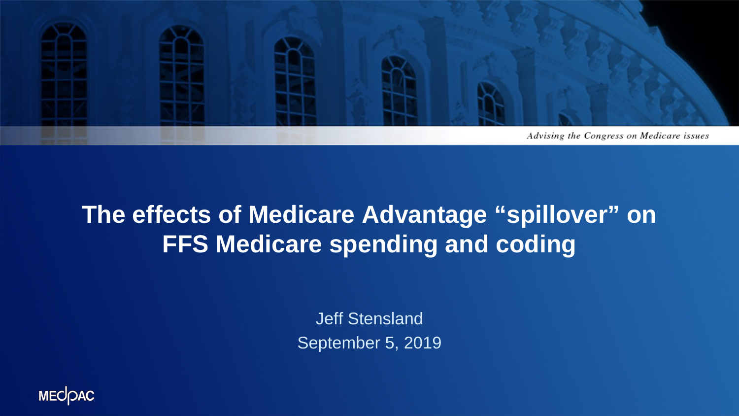Advising the Congress on Medicare issues

# The effects of Medicare Advantage "spillover" on FFS Medicare spending and coding

Jeff Stensland

September 5, 2019

MEDPAC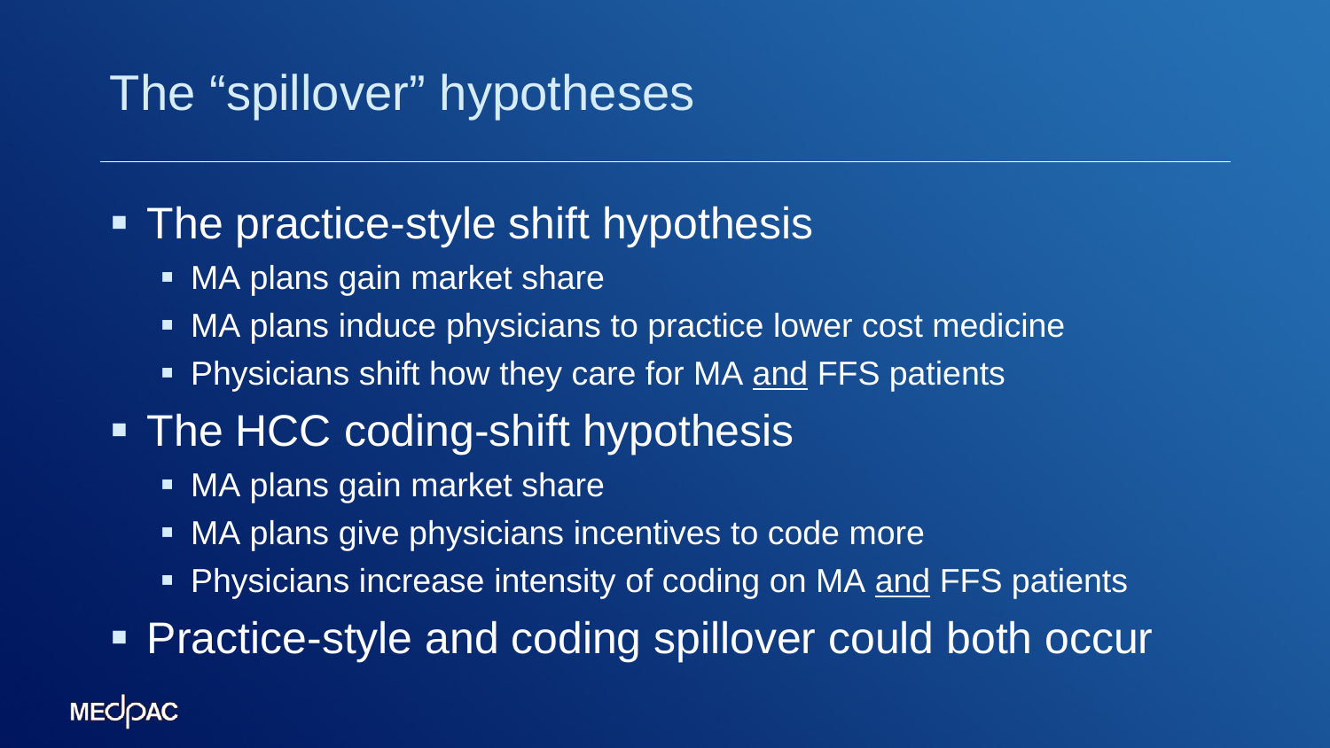# The "spillover" hypotheses

- The practice-style shift hypothesis
  - MA plans gain market share
  - MA plans induce physicians to practice lower cost medicine
  - Physicians shift how they care for MA <u>and</u> FFS patients
- The HCC coding-shift hypothesis
  - MA plans gain market share
  - MA plans give physicians incentives to code more
  - Physicians increase intensity of coding on MA <u>and</u> FFS patients
- Practice-style and coding spillover could both occur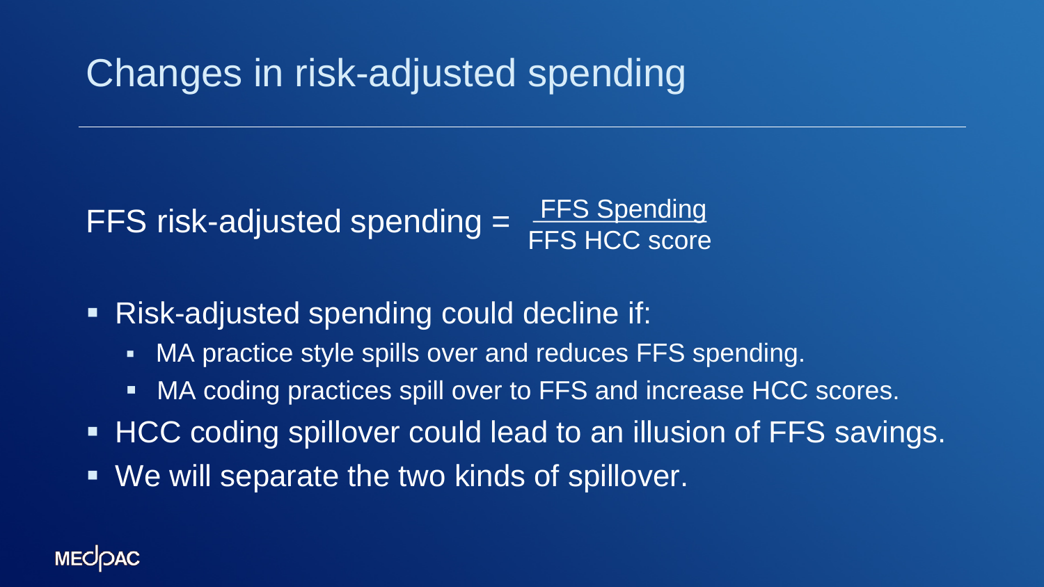# Changes in risk-adjusted spending

$$\text{FFS risk-adjusted spending} = \frac{\text{FFS Spending}}{\text{FFS HCC score}}$$

- Risk-adjusted spending could decline if:
  - MA practice style spills over and reduces FFS spending.
  - MA coding practices spill over to FFS and increase HCC scores.
- HCC coding spillover could lead to an illusion of FFS savings.
- We will separate the two kinds of spillover.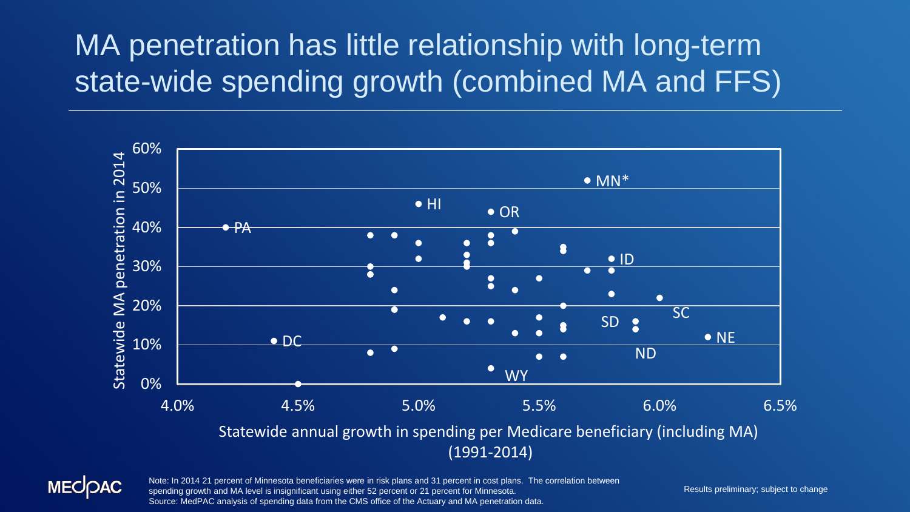# MA penetration has little relationship with long-term state-wide spending growth (combined MA and FFS)

Statewide MA penetration in 2014

Statewide annual growth in spending per Medicare beneficiary (including MA) (1991-2014)

Note: In 2014 21 percent of Minnesota beneficiaries were in risk plans and 31 percent in cost plans. The correlation between spending growth and MA level is insignificant using either 52 percent or 21 percent for Minnesota.
Source: MedPAC analysis of spending data from the CMS office of the Actuary and MA penetration data.

Results preliminary; subject to change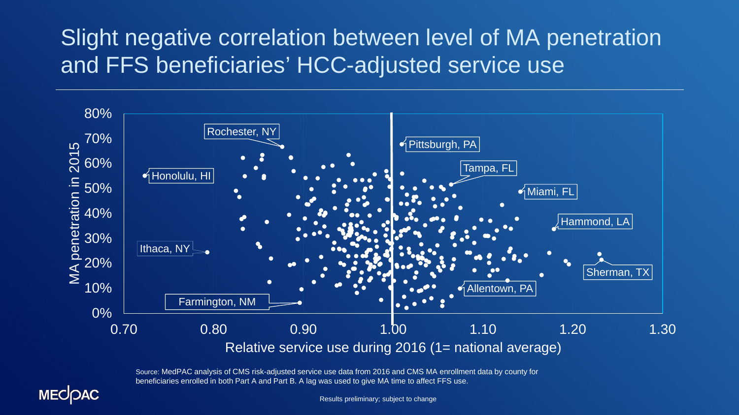# Slight negative correlation between level of MA penetration and FFS beneficiaries' HCC-adjusted service use

MA penetration in 2015

Relative service use during 2016 (1= national average)

Rochester, NY · Pittsburgh, PA · Tampa, FL · Honolulu, HI · Miami, FL · Hammond, LA · Ithaca, NY · Sherman, TX · Allentown, PA · Farmington, NM

Source: MedPAC analysis of CMS risk-adjusted service use data from 2016 and CMS MA enrollment data by county for beneficiaries enrolled in both Part A and Part B. A lag was used to give MA time to affect FFS use.

Results preliminary; subject to change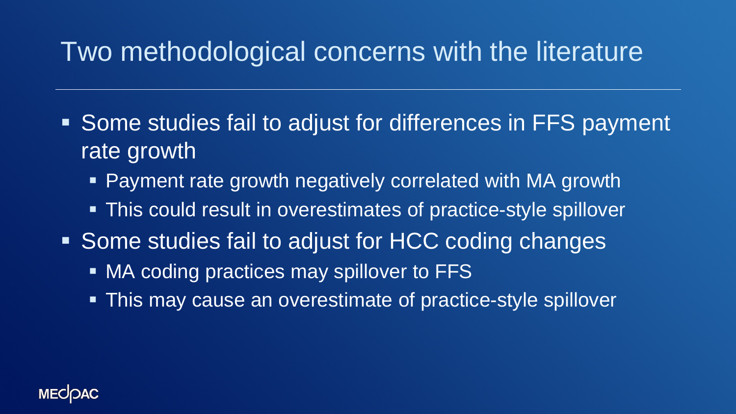# Two methodological concerns with the literature

- Some studies fail to adjust for differences in FFS payment rate growth
  - Payment rate growth negatively correlated with MA growth
  - This could result in overestimates of practice-style spillover
- Some studies fail to adjust for HCC coding changes
  - MA coding practices may spillover to FFS
  - This may cause an overestimate of practice-style spillover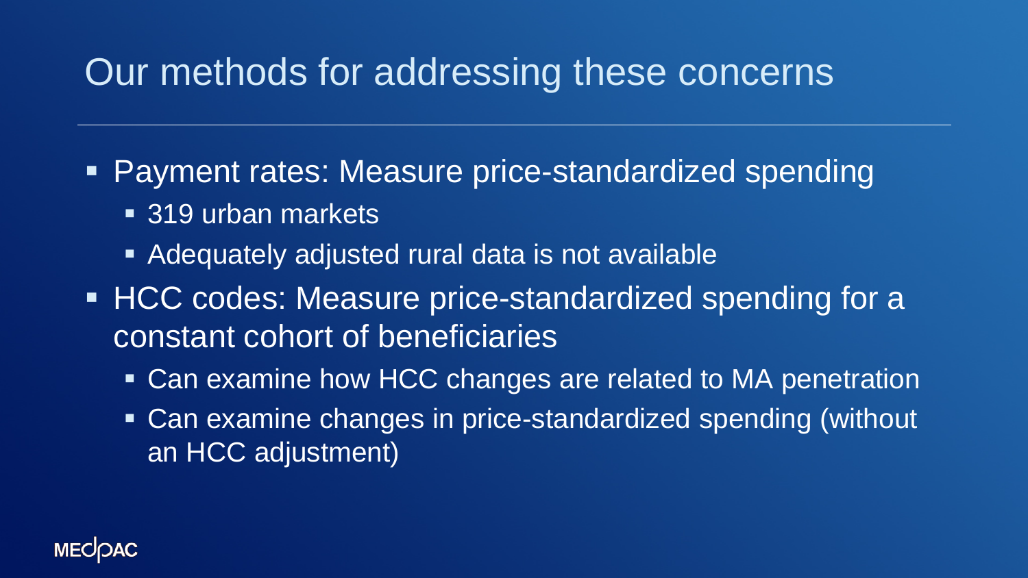# Our methods for addressing these concerns

- Payment rates: Measure price-standardized spending
  - 319 urban markets
  - Adequately adjusted rural data is not available
- HCC codes: Measure price-standardized spending for a constant cohort of beneficiaries
  - Can examine how HCC changes are related to MA penetration
  - Can examine changes in price-standardized spending (without an HCC adjustment)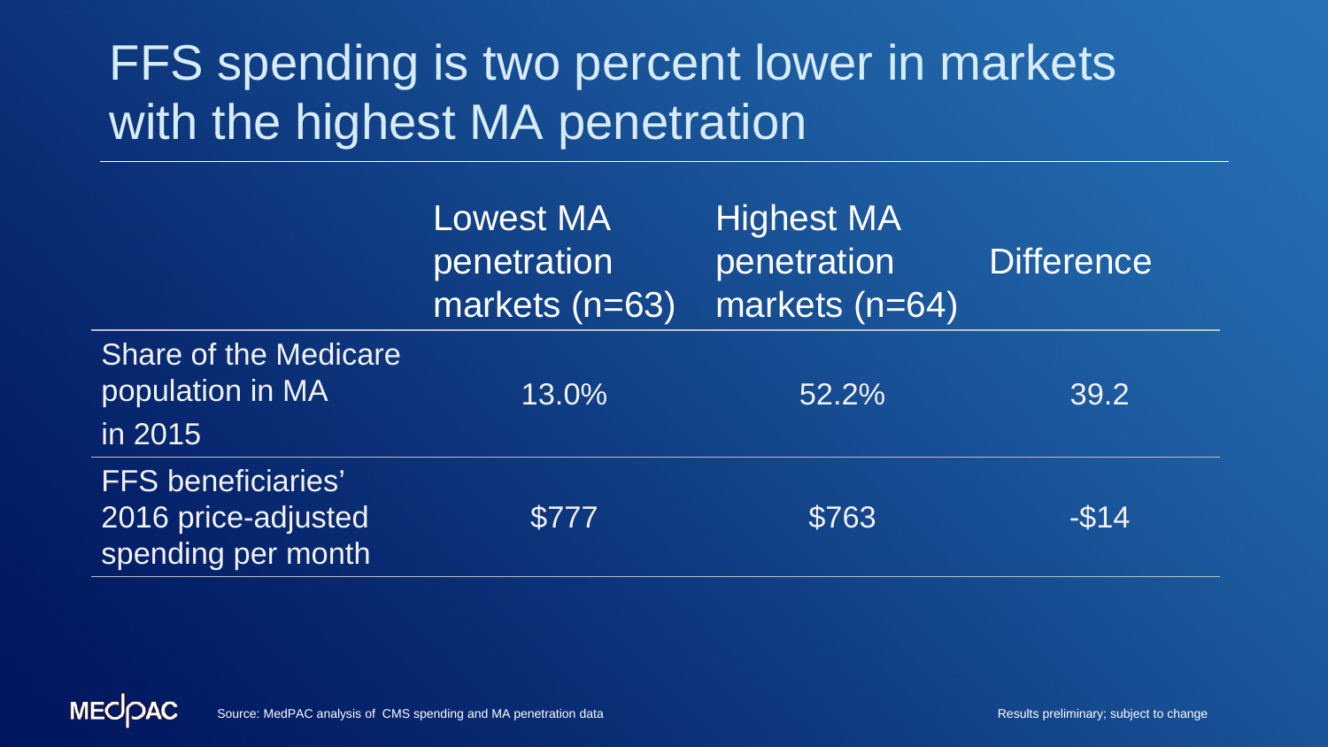# FFS spending is two percent lower in markets with the highest MA penetration

| | Lowest MA penetration markets (n=63) | Highest MA penetration markets (n=64) | Difference |
|---|---|---|---|
| Share of the Medicare population in MA in 2015 | 13.0% | 52.2% | 39.2 |
| FFS beneficiaries' 2016 price-adjusted spending per month | $777 | $763 | -$14 |

Source: MedPAC analysis of CMS spending and MA penetration data

Results preliminary; subject to change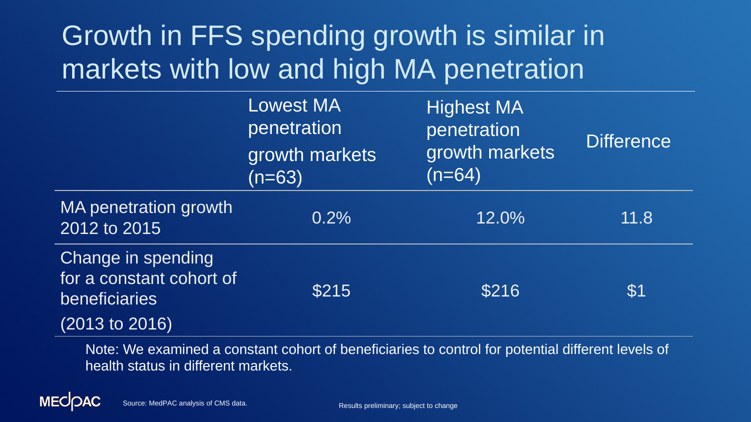# Growth in FFS spending growth is similar in markets with low and high MA penetration

| | Lowest MA penetration growth markets (n=63) | Highest MA penetration growth markets (n=64) | Difference |
|---|---|---|---|
| MA penetration growth 2012 to 2015 | 0.2% | 12.0% | 11.8 |
| Change in spending for a constant cohort of beneficiaries (2013 to 2016) | $215 | $216 | $1 |

Note: We examined a constant cohort of beneficiaries to control for potential different levels of health status in different markets.

Source: MedPAC analysis of CMS data.

Results preliminary; subject to change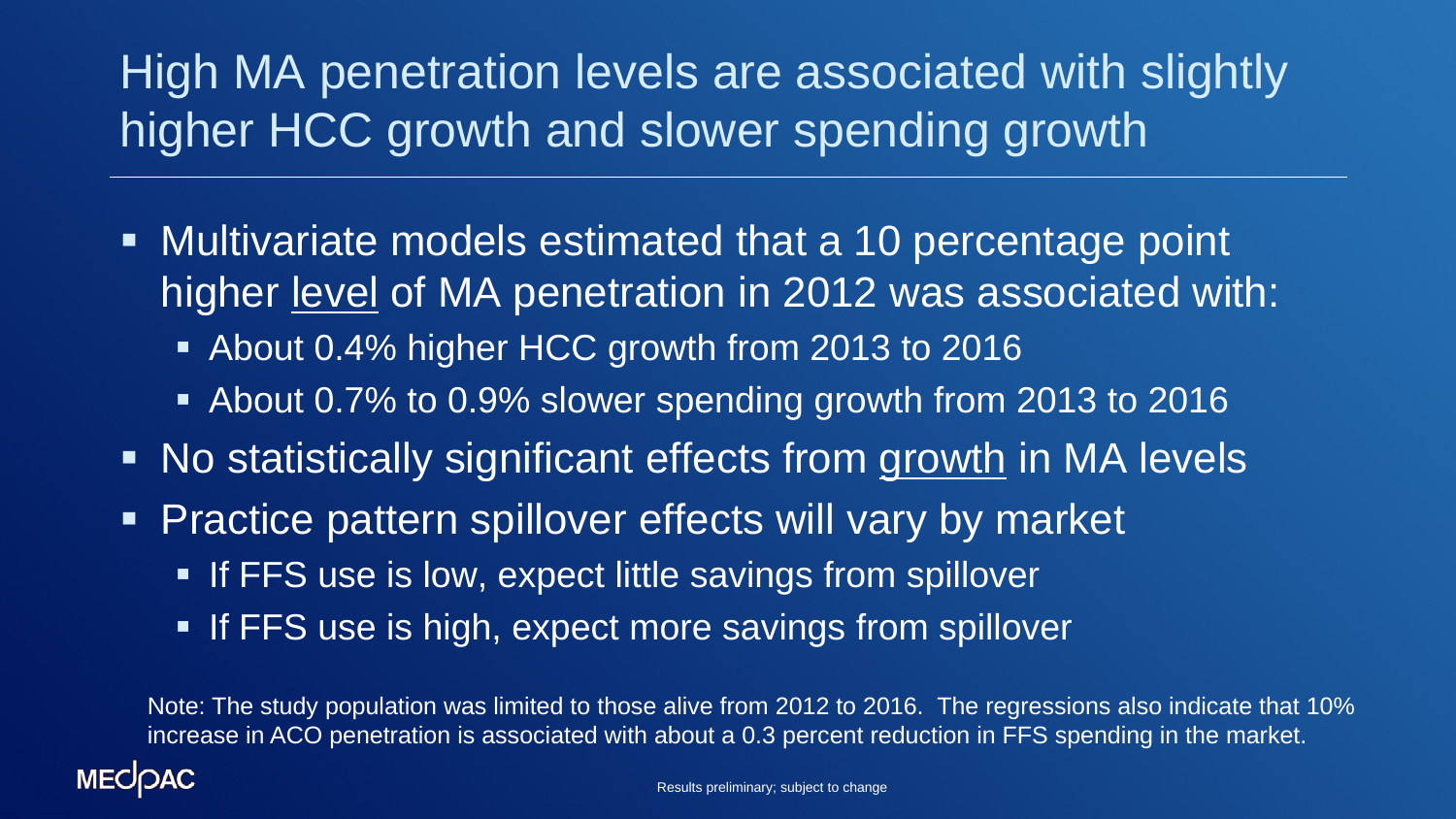# High MA penetration levels are associated with slightly higher HCC growth and slower spending growth

- Multivariate models estimated that a 10 percentage point higher <u>level</u> of MA penetration in 2012 was associated with:
  - About 0.4% higher HCC growth from 2013 to 2016
  - About 0.7% to 0.9% slower spending growth from 2013 to 2016
- No statistically significant effects from <u>growth</u> in MA levels
- Practice pattern spillover effects will vary by market
  - If FFS use is low, expect little savings from spillover
  - If FFS use is high, expect more savings from spillover

Note: The study population was limited to those alive from 2012 to 2016. The regressions also indicate that 10% increase in ACO penetration is associated with about a 0.3 percent reduction in FFS spending in the market.

MEDPAC

Results preliminary; subject to change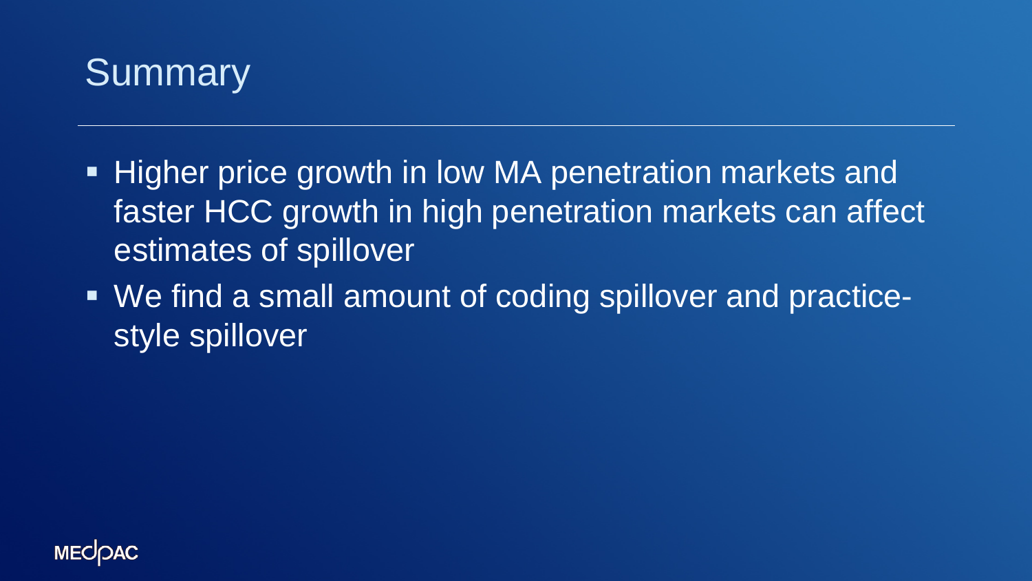# Summary

- Higher price growth in low MA penetration markets and faster HCC growth in high penetration markets can affect estimates of spillover
- We find a small amount of coding spillover and practice-style spillover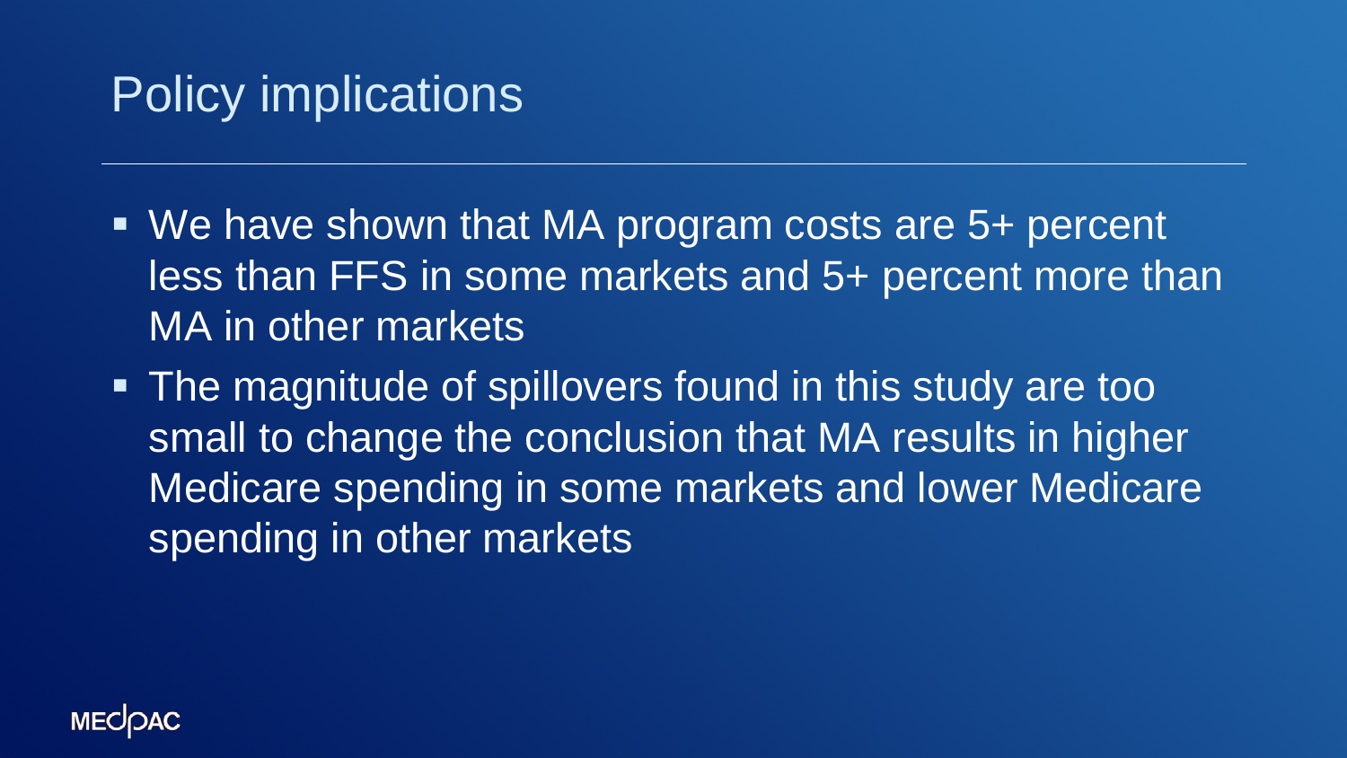# Policy implications

- We have shown that MA program costs are 5+ percent less than FFS in some markets and 5+ percent more than MA in other markets
- The magnitude of spillovers found in this study are too small to change the conclusion that MA results in higher Medicare spending in some markets and lower Medicare spending in other markets